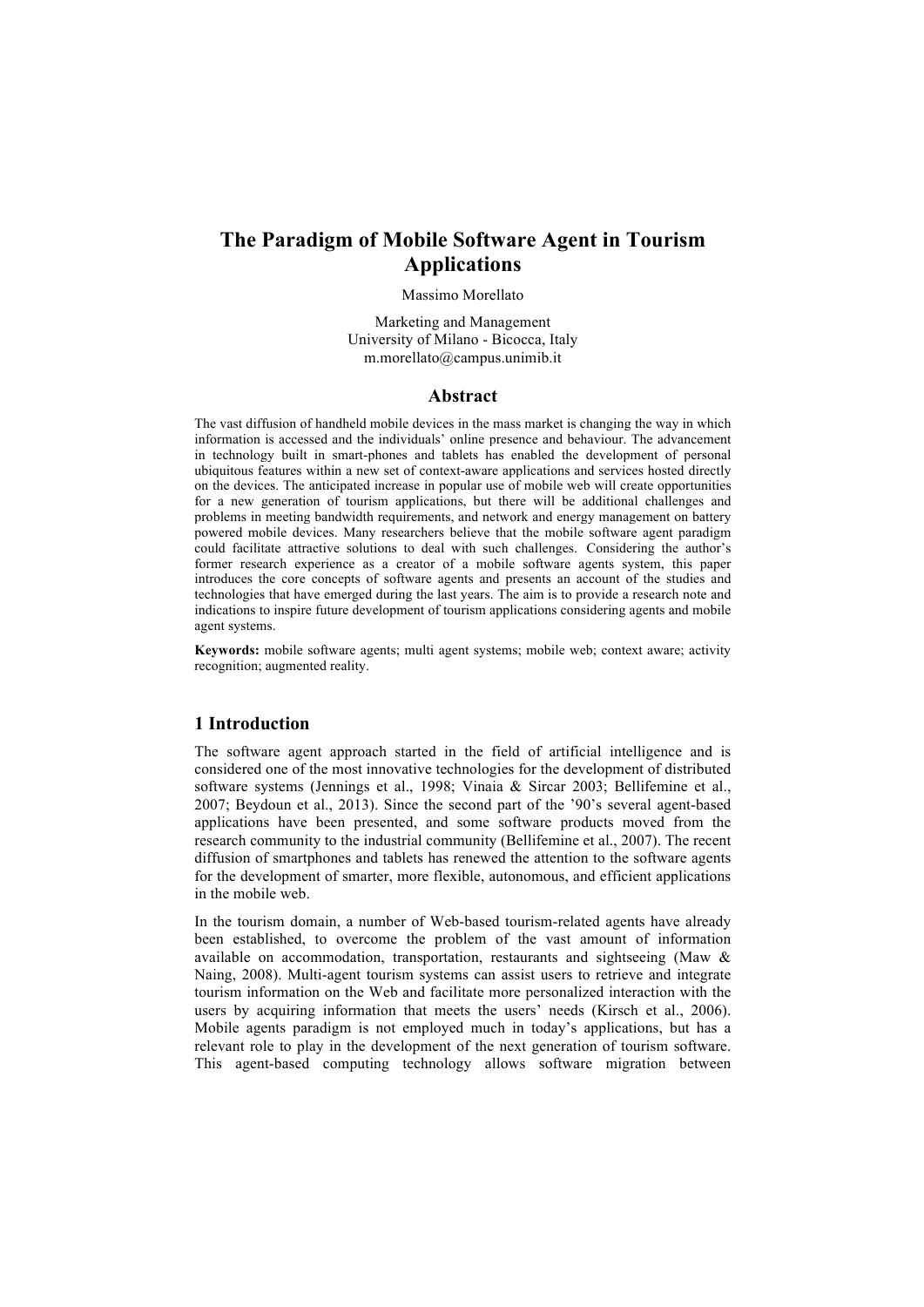# The Paradigm of Mobile Software Agent in Tourism Applications

Massimo Morellato

Marketing and Management
University of Milano - Bicocca, Italy
m.morellato@campus.unimib.it

## Abstract

The vast diffusion of handheld mobile devices in the mass market is changing the way in which information is accessed and the individuals' online presence and behaviour. The advancement in technology built in smart-phones and tablets has enabled the development of personal ubiquitous features within a new set of context-aware applications and services hosted directly on the devices. The anticipated increase in popular use of mobile web will create opportunities for a new generation of tourism applications, but there will be additional challenges and problems in meeting bandwidth requirements, and network and energy management on battery powered mobile devices. Many researchers believe that the mobile software agent paradigm could facilitate attractive solutions to deal with such challenges. Considering the author's former research experience as a creator of a mobile software agents system, this paper introduces the core concepts of software agents and presents an account of the studies and technologies that have emerged during the last years. The aim is to provide a research note and indications to inspire future development of tourism applications considering agents and mobile agent systems.

**Keywords:** mobile software agents; multi agent systems; mobile web; context aware; activity recognition; augmented reality.

## 1 Introduction

The software agent approach started in the field of artificial intelligence and is considered one of the most innovative technologies for the development of distributed software systems (Jennings et al., 1998; Vinaia & Sircar 2003; Bellifemine et al., 2007; Beydoun et al., 2013). Since the second part of the '90's several agent-based applications have been presented, and some software products moved from the research community to the industrial community (Bellifemine et al., 2007). The recent diffusion of smartphones and tablets has renewed the attention to the software agents for the development of smarter, more flexible, autonomous, and efficient applications in the mobile web.

In the tourism domain, a number of Web-based tourism-related agents have already been established, to overcome the problem of the vast amount of information available on accommodation, transportation, restaurants and sightseeing (Maw & Naing, 2008). Multi-agent tourism systems can assist users to retrieve and integrate tourism information on the Web and facilitate more personalized interaction with the users by acquiring information that meets the users' needs (Kirsch et al., 2006). Mobile agents paradigm is not employed much in today's applications, but has a relevant role to play in the development of the next generation of tourism software. This agent-based computing technology allows software migration between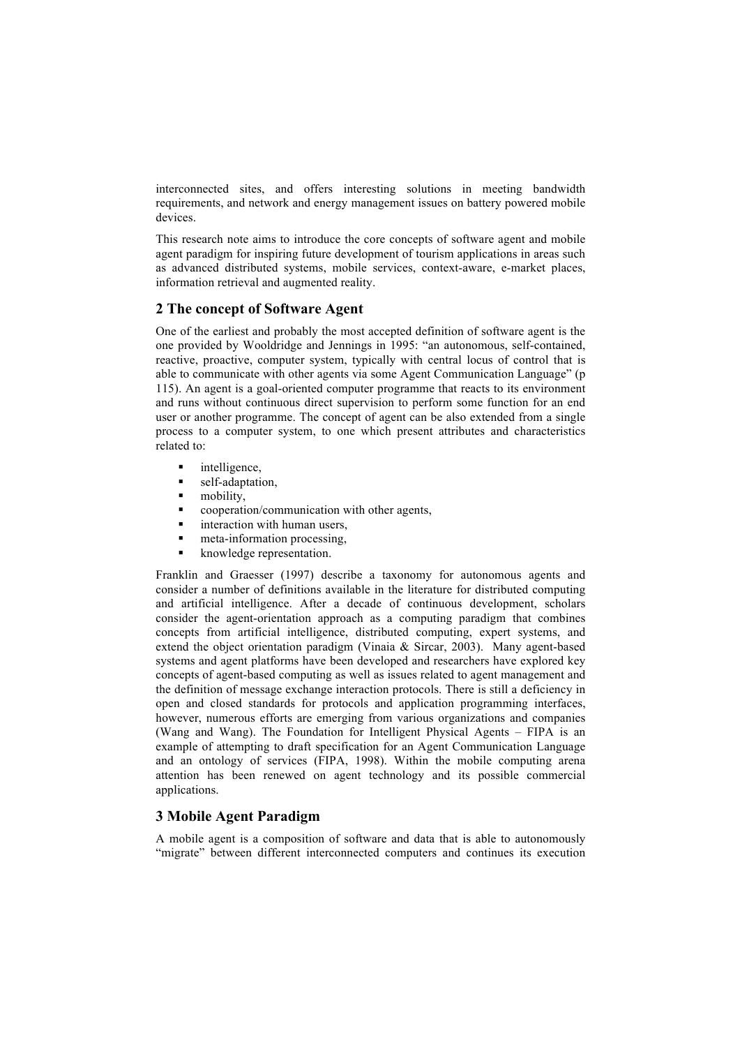interconnected sites, and offers interesting solutions in meeting bandwidth requirements, and network and energy management issues on battery powered mobile devices.

This research note aims to introduce the core concepts of software agent and mobile agent paradigm for inspiring future development of tourism applications in areas such as advanced distributed systems, mobile services, context-aware, e-market places, information retrieval and augmented reality.

## 2 The concept of Software Agent

One of the earliest and probably the most accepted definition of software agent is the one provided by Wooldridge and Jennings in 1995: "an autonomous, self-contained, reactive, proactive, computer system, typically with central locus of control that is able to communicate with other agents via some Agent Communication Language" (p 115). An agent is a goal-oriented computer programme that reacts to its environment and runs without continuous direct supervision to perform some function for an end user or another programme. The concept of agent can be also extended from a single process to a computer system, to one which present attributes and characteristics related to:

- intelligence,
- self-adaptation,
- mobility,
- cooperation/communication with other agents,
- interaction with human users,
- meta-information processing,
- knowledge representation.

Franklin and Graesser (1997) describe a taxonomy for autonomous agents and consider a number of definitions available in the literature for distributed computing and artificial intelligence. After a decade of continuous development, scholars consider the agent-orientation approach as a computing paradigm that combines concepts from artificial intelligence, distributed computing, expert systems, and extend the object orientation paradigm (Vinaia & Sircar, 2003). Many agent-based systems and agent platforms have been developed and researchers have explored key concepts of agent-based computing as well as issues related to agent management and the definition of message exchange interaction protocols. There is still a deficiency in open and closed standards for protocols and application programming interfaces, however, numerous efforts are emerging from various organizations and companies (Wang and Wang). The Foundation for Intelligent Physical Agents – FIPA is an example of attempting to draft specification for an Agent Communication Language and an ontology of services (FIPA, 1998). Within the mobile computing arena attention has been renewed on agent technology and its possible commercial applications.

## 3 Mobile Agent Paradigm

A mobile agent is a composition of software and data that is able to autonomously "migrate" between different interconnected computers and continues its execution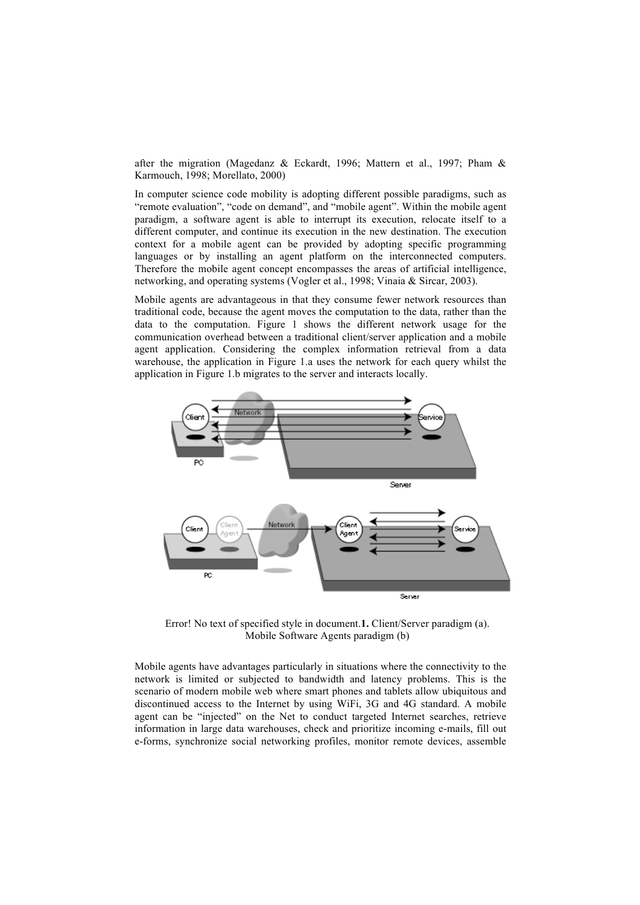after the migration (Magedanz & Eckardt, 1996; Mattern et al., 1997; Pham & Karmouch, 1998; Morellato, 2000)

In computer science code mobility is adopting different possible paradigms, such as “remote evaluation”, “code on demand”, and “mobile agent”. Within the mobile agent paradigm, a software agent is able to interrupt its execution, relocate itself to a different computer, and continue its execution in the new destination. The execution context for a mobile agent can be provided by adopting specific programming languages or by installing an agent platform on the interconnected computers. Therefore the mobile agent concept encompasses the areas of artificial intelligence, networking, and operating systems (Vogler et al., 1998; Vinaia & Sircar, 2003).

Mobile agents are advantageous in that they consume fewer network resources than traditional code, because the agent moves the computation to the data, rather than the data to the computation. Figure 1 shows the different network usage for the communication overhead between a traditional client/server application and a mobile agent application. Considering the complex information retrieval from a data warehouse, the application in Figure 1.a uses the network for each query whilst the application in Figure 1.b migrates to the server and interacts locally.

Error! No text of specified style in document.**1.** Client/Server paradigm (a). Mobile Software Agents paradigm (b)

Mobile agents have advantages particularly in situations where the connectivity to the network is limited or subjected to bandwidth and latency problems. This is the scenario of modern mobile web where smart phones and tablets allow ubiquitous and discontinued access to the Internet by using WiFi, 3G and 4G standard. A mobile agent can be “injected” on the Net to conduct targeted Internet searches, retrieve information in large data warehouses, check and prioritize incoming e-mails, fill out e-forms, synchronize social networking profiles, monitor remote devices, assemble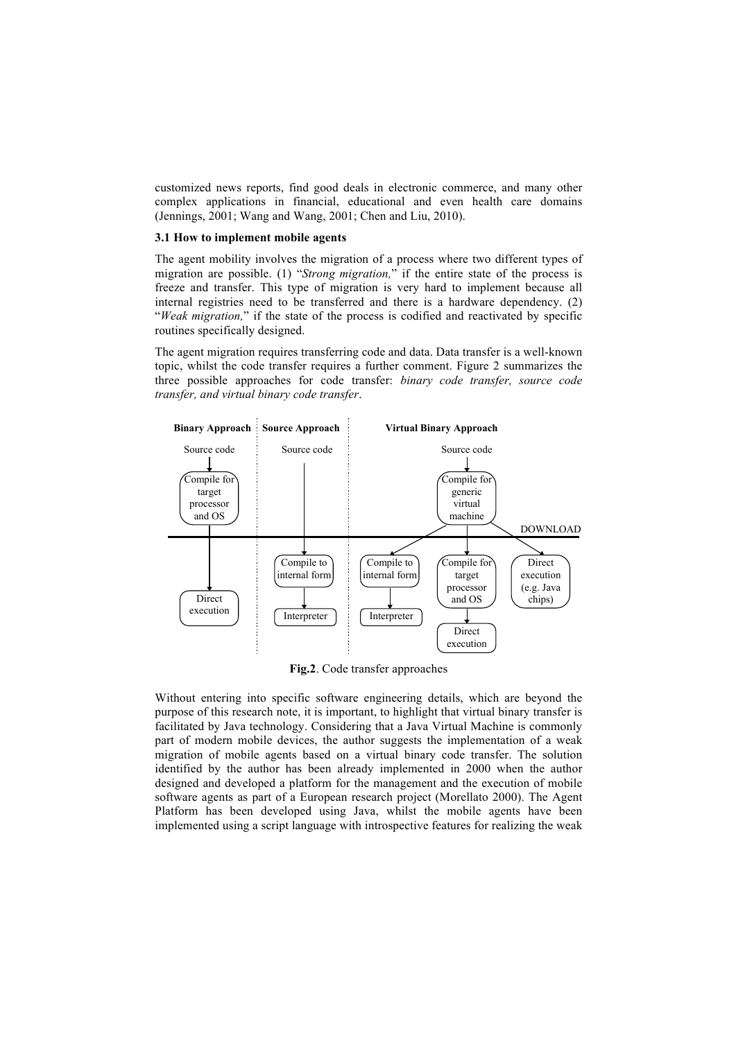customized news reports, find good deals in electronic commerce, and many other complex applications in financial, educational and even health care domains (Jennings, 2001; Wang and Wang, 2001; Chen and Liu, 2010).

### 3.1 How to implement mobile agents

The agent mobility involves the migration of a process where two different types of migration are possible. (1) "*Strong migration,*" if the entire state of the process is freeze and transfer. This type of migration is very hard to implement because all internal registries need to be transferred and there is a hardware dependency. (2) "*Weak migration,*" if the state of the process is codified and reactivated by specific routines specifically designed.

The agent migration requires transferring code and data. Data transfer is a well-known topic, whilst the code transfer requires a further comment. Figure 2 summarizes the three possible approaches for code transfer: *binary code transfer, source code transfer, and virtual binary code transfer*.

**Fig.2**. Code transfer approaches

Without entering into specific software engineering details, which are beyond the purpose of this research note, it is important, to highlight that virtual binary transfer is facilitated by Java technology. Considering that a Java Virtual Machine is commonly part of modern mobile devices, the author suggests the implementation of a weak migration of mobile agents based on a virtual binary code transfer. The solution identified by the author has been already implemented in 2000 when the author designed and developed a platform for the management and the execution of mobile software agents as part of a European research project (Morellato 2000). The Agent Platform has been developed using Java, whilst the mobile agents have been implemented using a script language with introspective features for realizing the weak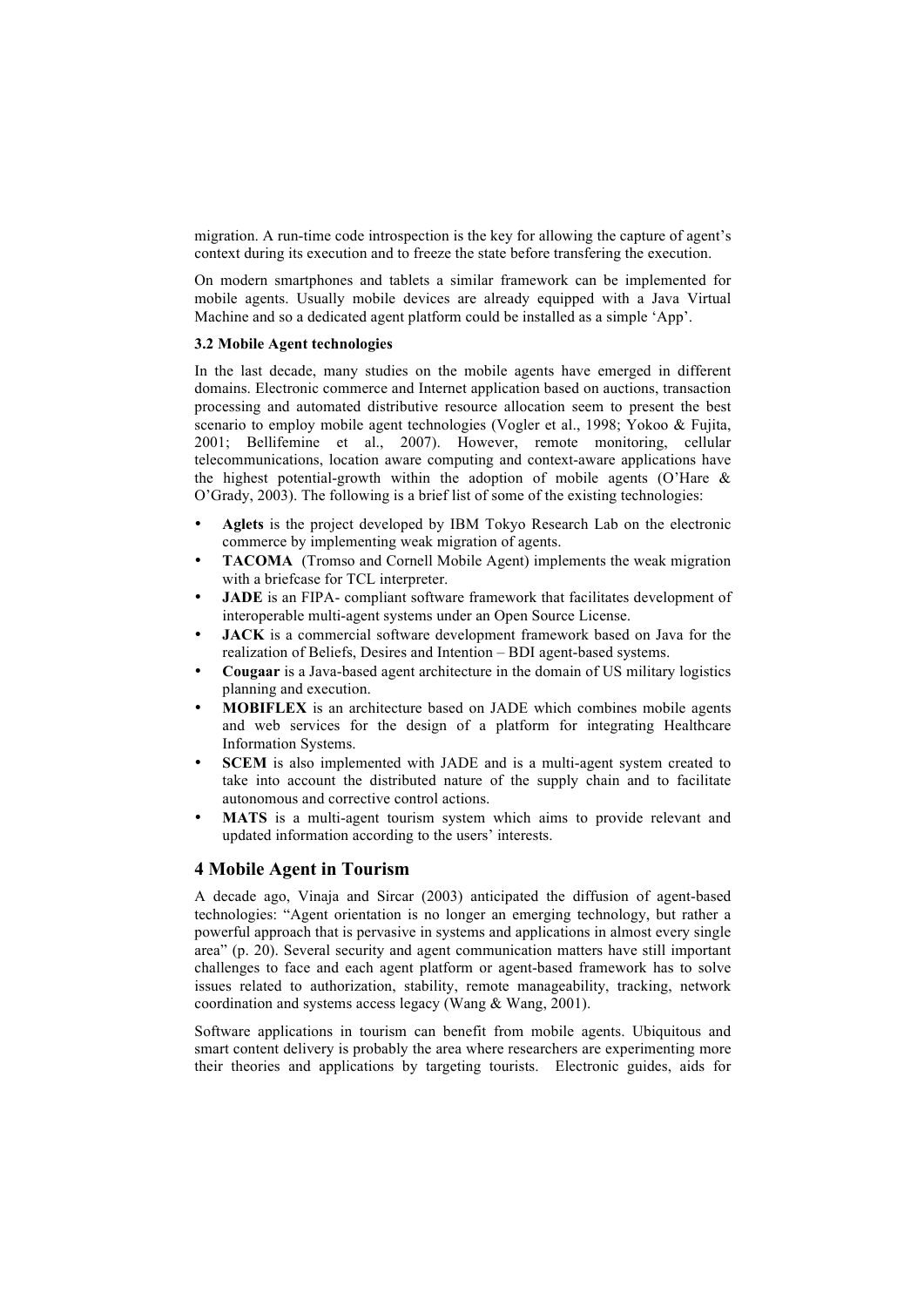migration. A run-time code introspection is the key for allowing the capture of agent's context during its execution and to freeze the state before transfering the execution.

On modern smartphones and tablets a similar framework can be implemented for mobile agents. Usually mobile devices are already equipped with a Java Virtual Machine and so a dedicated agent platform could be installed as a simple 'App'.

### 3.2 Mobile Agent technologies

In the last decade, many studies on the mobile agents have emerged in different domains. Electronic commerce and Internet application based on auctions, transaction processing and automated distributive resource allocation seem to present the best scenario to employ mobile agent technologies (Vogler et al., 1998; Yokoo & Fujita, 2001; Bellifemine et al., 2007). However, remote monitoring, cellular telecommunications, location aware computing and context-aware applications have the highest potential-growth within the adoption of mobile agents (O'Hare & O'Grady, 2003). The following is a brief list of some of the existing technologies:

- **Aglets** is the project developed by IBM Tokyo Research Lab on the electronic commerce by implementing weak migration of agents.
- **TACOMA** (Tromso and Cornell Mobile Agent) implements the weak migration with a briefcase for TCL interpreter.
- **JADE** is an FIPA- compliant software framework that facilitates development of interoperable multi-agent systems under an Open Source License.
- **JACK** is a commercial software development framework based on Java for the realization of Beliefs, Desires and Intention – BDI agent-based systems.
- **Cougaar** is a Java-based agent architecture in the domain of US military logistics planning and execution.
- **MOBIFLEX** is an architecture based on JADE which combines mobile agents and web services for the design of a platform for integrating Healthcare Information Systems.
- **SCEM** is also implemented with JADE and is a multi-agent system created to take into account the distributed nature of the supply chain and to facilitate autonomous and corrective control actions.
- **MATS** is a multi-agent tourism system which aims to provide relevant and updated information according to the users' interests.

## 4 Mobile Agent in Tourism

A decade ago, Vinaja and Sircar (2003) anticipated the diffusion of agent-based technologies: "Agent orientation is no longer an emerging technology, but rather a powerful approach that is pervasive in systems and applications in almost every single area" (p. 20). Several security and agent communication matters have still important challenges to face and each agent platform or agent-based framework has to solve issues related to authorization, stability, remote manageability, tracking, network coordination and systems access legacy (Wang & Wang, 2001).

Software applications in tourism can benefit from mobile agents. Ubiquitous and smart content delivery is probably the area where researchers are experimenting more their theories and applications by targeting tourists. Electronic guides, aids for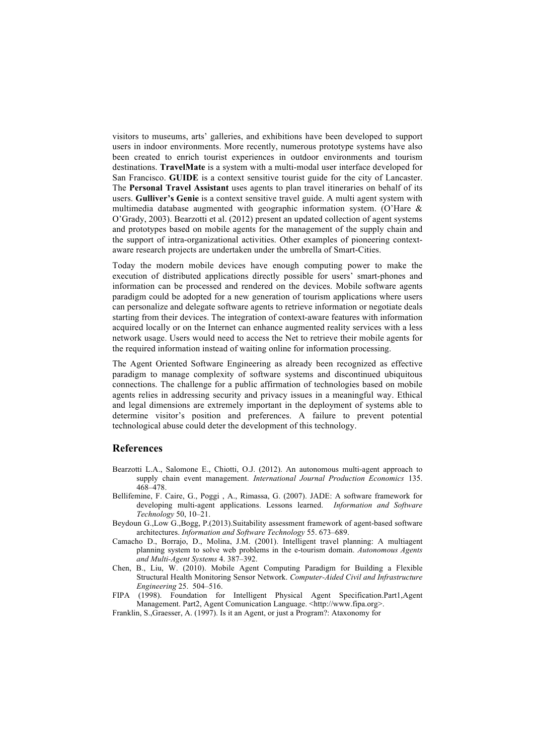visitors to museums, arts' galleries, and exhibitions have been developed to support users in indoor environments. More recently, numerous prototype systems have also been created to enrich tourist experiences in outdoor environments and tourism destinations. **TravelMate** is a system with a multi-modal user interface developed for San Francisco. **GUIDE** is a context sensitive tourist guide for the city of Lancaster. The **Personal Travel Assistant** uses agents to plan travel itineraries on behalf of its users. **Gulliver's Genie** is a context sensitive travel guide. A multi agent system with multimedia database augmented with geographic information system. (O'Hare & O'Grady, 2003). Bearzotti et al. (2012) present an updated collection of agent systems and prototypes based on mobile agents for the management of the supply chain and the support of intra-organizational activities. Other examples of pioneering context-aware research projects are undertaken under the umbrella of Smart-Cities.

Today the modern mobile devices have enough computing power to make the execution of distributed applications directly possible for users' smart-phones and information can be processed and rendered on the devices. Mobile software agents paradigm could be adopted for a new generation of tourism applications where users can personalize and delegate software agents to retrieve information or negotiate deals starting from their devices. The integration of context-aware features with information acquired locally or on the Internet can enhance augmented reality services with a less network usage. Users would need to access the Net to retrieve their mobile agents for the required information instead of waiting online for information processing.

The Agent Oriented Software Engineering as already been recognized as effective paradigm to manage complexity of software systems and discontinued ubiquitous connections. The challenge for a public affirmation of technologies based on mobile agents relies in addressing security and privacy issues in a meaningful way. Ethical and legal dimensions are extremely important in the deployment of systems able to determine visitor's position and preferences. A failure to prevent potential technological abuse could deter the development of this technology.

## References

Bearzotti L.A., Salomone E., Chiotti, O.J. (2012). An autonomous multi-agent approach to supply chain event management. *International Journal Production Economics* 135. 468–478.

Bellifemine, F. Caire, G., Poggi , A., Rimassa, G. (2007). JADE: A software framework for developing multi-agent applications. Lessons learned. *Information and Software Technology* 50, 10–21.

Beydoun G.,Low G.,Bogg, P.(2013).Suitability assessment framework of agent-based software architectures. *Information and Software Technology* 55. 673–689.

Camacho D., Borrajo, D., Molina, J.M. (2001). Intelligent travel planning: A multiagent planning system to solve web problems in the e-tourism domain. *Autonomous Agents and Multi-Agent Systems* 4. 387–392.

Chen, B., Liu, W. (2010). Mobile Agent Computing Paradigm for Building a Flexible Structural Health Monitoring Sensor Network. *Computer-Aided Civil and Infrastructure Engineering* 25. 504–516.

FIPA (1998). Foundation for Intelligent Physical Agent Specification.Part1,Agent Management. Part2, Agent Comunication Language. <http://www.fipa.org>.

Franklin, S.,Graesser, A. (1997). Is it an Agent, or just a Program?: Ataxonomy for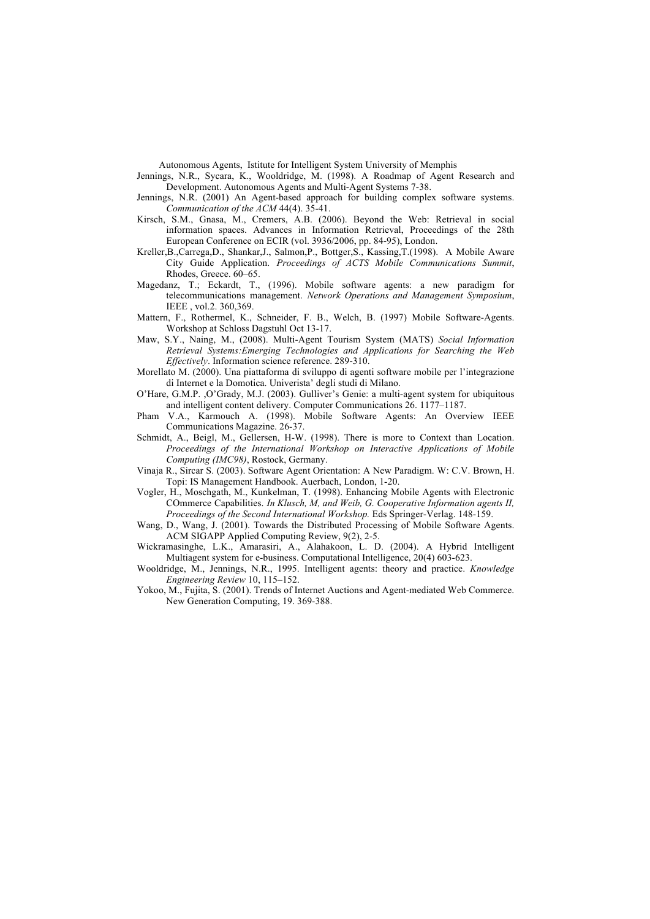Autonomous Agents, Istitute for Intelligent System University of Memphis

Jennings, N.R., Sycara, K., Wooldridge, M. (1998). A Roadmap of Agent Research and Development. Autonomous Agents and Multi-Agent Systems 7-38.

Jennings, N.R. (2001) An Agent-based approach for building complex software systems. *Communication of the ACM* 44(4). 35-41.

Kirsch, S.M., Gnasa, M., Cremers, A.B. (2006). Beyond the Web: Retrieval in social information spaces. Advances in Information Retrieval, Proceedings of the 28th European Conference on ECIR (vol. 3936/2006, pp. 84-95), London.

Kreller,B.,Carrega,D., Shankar,J., Salmon,P., Bottger,S., Kassing,T.(1998). A Mobile Aware City Guide Application. *Proceedings of ACTS Mobile Communications Summit*, Rhodes, Greece. 60–65.

Magedanz, T.; Eckardt, T., (1996). Mobile software agents: a new paradigm for telecommunications management. *Network Operations and Management Symposium*, IEEE , vol.2. 360,369.

Mattern, F., Rothermel, K., Schneider, F. B., Welch, B. (1997) Mobile Software-Agents. Workshop at Schloss Dagstuhl Oct 13-17.

Maw, S.Y., Naing, M., (2008). Multi-Agent Tourism System (MATS) *Social Information Retrieval Systems:Emerging Technologies and Applications for Searching the Web Effectively*. Information science reference. 289-310.

Morellato M. (2000). Una piattaforma di sviluppo di agenti software mobile per l'integrazione di Internet e la Domotica. Univerista' degli studi di Milano.

O'Hare, G.M.P. ,O'Grady, M.J. (2003). Gulliver's Genie: a multi-agent system for ubiquitous and intelligent content delivery. Computer Communications 26. 1177–1187.

Pham V.A., Karmouch A. (1998). Mobile Software Agents: An Overview IEEE Communications Magazine. 26-37.

Schmidt, A., Beigl, M., Gellersen, H-W. (1998). There is more to Context than Location. *Proceedings of the International Workshop on Interactive Applications of Mobile Computing (IMC98)*, Rostock, Germany.

Vinaja R., Sircar S. (2003). Software Agent Orientation: A New Paradigm. W: C.V. Brown, H. Topi: IS Management Handbook. Auerbach, London, 1-20.

Vogler, H., Moschgath, M., Kunkelman, T. (1998). Enhancing Mobile Agents with Electronic COmmerce Capabilities. *In Klusch, M, and Weib, G. Cooperative Information agents II, Proceedings of the Second International Workshop.* Eds Springer-Verlag. 148-159.

Wang, D., Wang, J. (2001). Towards the Distributed Processing of Mobile Software Agents. ACM SIGAPP Applied Computing Review, 9(2), 2-5.

Wickramasinghe, L.K., Amarasiri, A., Alahakoon, L. D. (2004). A Hybrid Intelligent Multiagent system for e-business. Computational Intelligence, 20(4) 603-623.

Wooldridge, M., Jennings, N.R., 1995. Intelligent agents: theory and practice. *Knowledge Engineering Review* 10, 115–152.

Yokoo, M., Fujita, S. (2001). Trends of Internet Auctions and Agent-mediated Web Commerce. New Generation Computing, 19. 369-388.